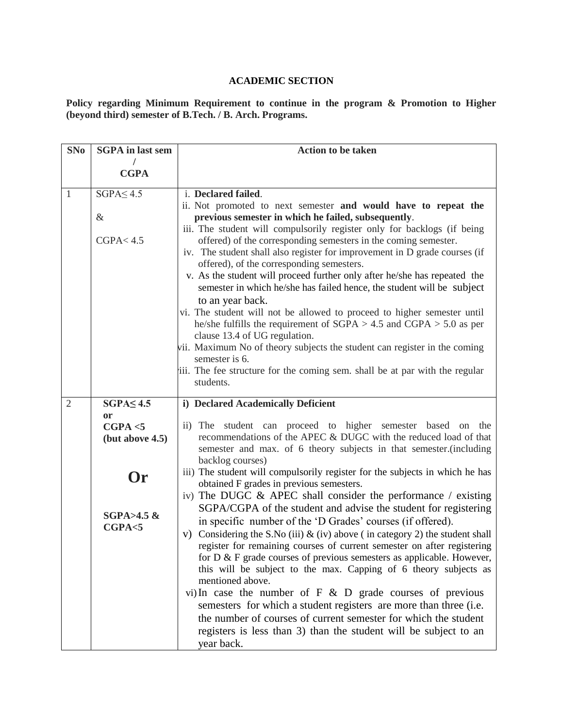## ACADEMIC SECTION

**Policy regarding Minimum Requirement to continue in the program & Promotion to Higher (beyond third) semester of B.Tech. / B. Arch. Programs.**

| SNo | SGPA in last sem / CGPA | Action to be taken |
|---|---|---|
| 1 | SGPA≤ 4.5<br><br>&<br><br>CGPA< 4.5 | i. **Declared failed**.<br>ii. Not promoted to next semester **and would have to repeat the previous semester in which he failed, subsequently**.<br>iii. The student will compulsorily register only for backlogs (if being offered) of the corresponding semesters in the coming semester.<br>iv. The student shall also register for improvement in D grade courses (if offered), of the corresponding semesters.<br>v. As the student will proceed further only after he/she has repeated the semester in which he/she has failed hence, the student will be subject to an year back.<br>vi. The student will not be allowed to proceed to higher semester until he/she fulfills the requirement of SGPA > 4.5 and CGPA > 5.0 as per clause 13.4 of UG regulation.<br>vii. Maximum No of theory subjects the student can register in the coming semester is 6.<br>viii. The fee structure for the coming sem. shall be at par with the regular students. |
| 2 | **SGPA≤ 4.5**<br>**or**<br>**CGPA <5**<br>**(but above 4.5)**<br><br>**Or**<br><br>**SGPA>4.5 &**<br>**CGPA<5** | **i) Declared Academically Deficient**<br>ii) The student can proceed to higher semester based on the recommendations of the APEC & DUGC with the reduced load of that semester and max. of 6 theory subjects in that semester.(including backlog courses)<br>iii) The student will compulsorily register for the subjects in which he has obtained F grades in previous semesters.<br>iv) The DUGC & APEC shall consider the performance / existing SGPA/CGPA of the student and advise the student for registering in specific number of the 'D Grades' courses (if offered).<br>v) Considering the S.No (iii) & (iv) above ( in category 2) the student shall register for remaining courses of current semester on after registering for D & F grade courses of previous semesters as applicable. However, this will be subject to the max. Capping of 6 theory subjects as mentioned above.<br>vi) In case the number of F & D grade courses of previous semesters for which a student registers are more than three (i.e. the number of courses of current semester for which the student registers is less than 3) than the student will be subject to an year back. |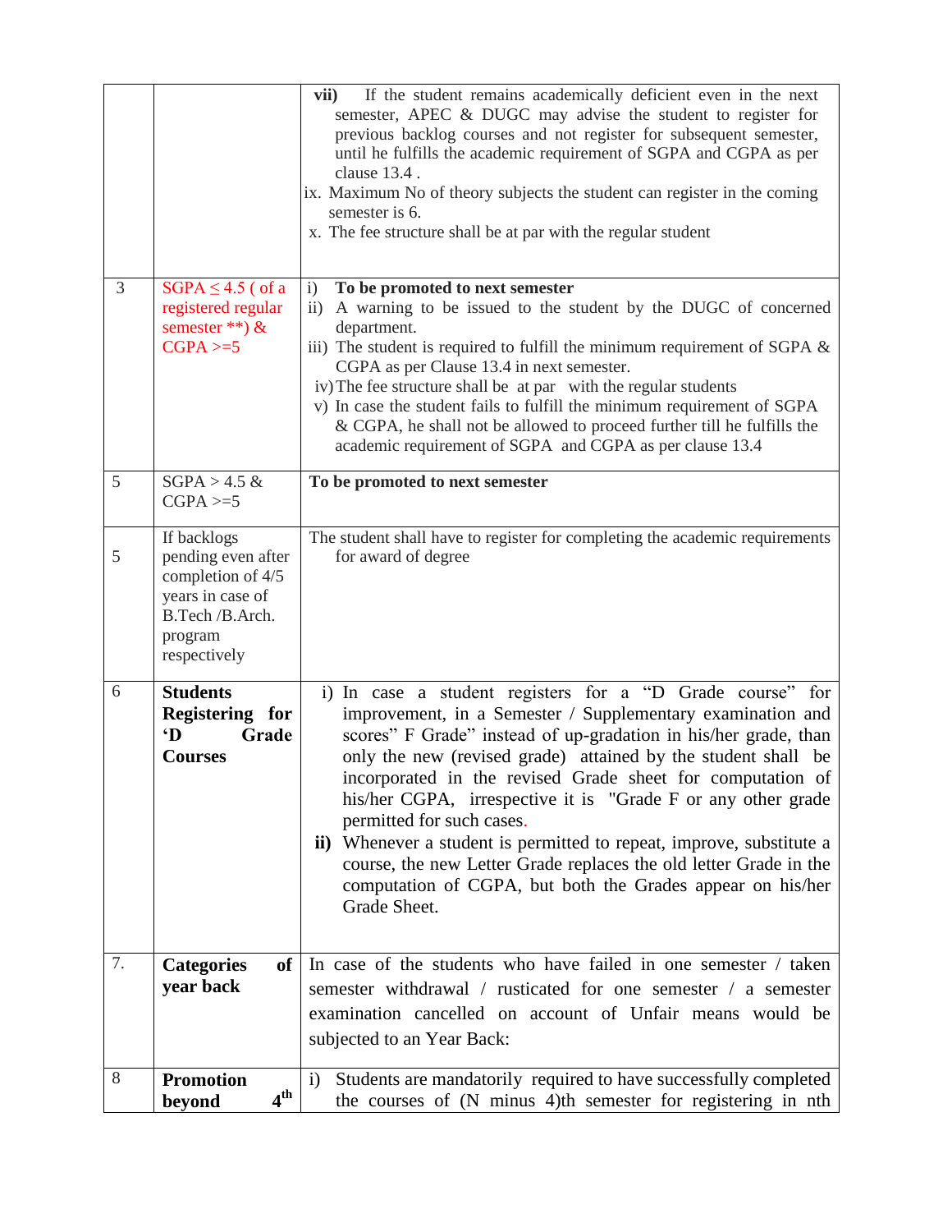| | | |
|---|---|---|
| | | **vii)** If the student remains academically deficient even in the next semester, APEC & DUGC may advise the student to register for previous backlog courses and not register for subsequent semester, until he fulfills the academic requirement of SGPA and CGPA as per clause 13.4 .<br>ix. Maximum No of theory subjects the student can register in the coming semester is 6.<br>x. The fee structure shall be at par with the regular student |
| 3 | SGPA ≤ 4.5 ( of a registered regular semester **) & CGPA >=5 | i) **To be promoted to next semester**<br>ii) A warning to be issued to the student by the DUGC of concerned department.<br>iii) The student is required to fulfill the minimum requirement of SGPA & CGPA as per Clause 13.4 in next semester.<br>iv) The fee structure shall be at par with the regular students<br>v) In case the student fails to fulfill the minimum requirement of SGPA & CGPA, he shall not be allowed to proceed further till he fulfills the academic requirement of SGPA and CGPA as per clause 13.4 |
| 5 | SGPA > 4.5 & CGPA >=5 | **To be promoted to next semester** |
| 5 | If backlogs pending even after completion of 4/5 years in case of B.Tech /B.Arch. program respectively | The student shall have to register for completing the academic requirements for award of degree |
| 6 | **Students Registering for 'D Grade Courses** | i) In case a student registers for a "D Grade course" for improvement, in a Semester / Supplementary examination and scores" F Grade" instead of up-gradation in his/her grade, than only the new (revised grade) attained by the student shall be incorporated in the revised Grade sheet for computation of his/her CGPA, irrespective it is "Grade F or any other grade permitted for such cases.<br>**ii)** Whenever a student is permitted to repeat, improve, substitute a course, the new Letter Grade replaces the old letter Grade in the computation of CGPA, but both the Grades appear on his/her Grade Sheet. |
| 7. | **Categories of year back** | In case of the students who have failed in one semester / taken semester withdrawal / rusticated for one semester / a semester examination cancelled on account of Unfair means would be subjected to an Year Back: |
| 8 | **Promotion beyond 4th** | i) Students are mandatorily required to have successfully completed the courses of (N minus 4)th semester for registering in nth |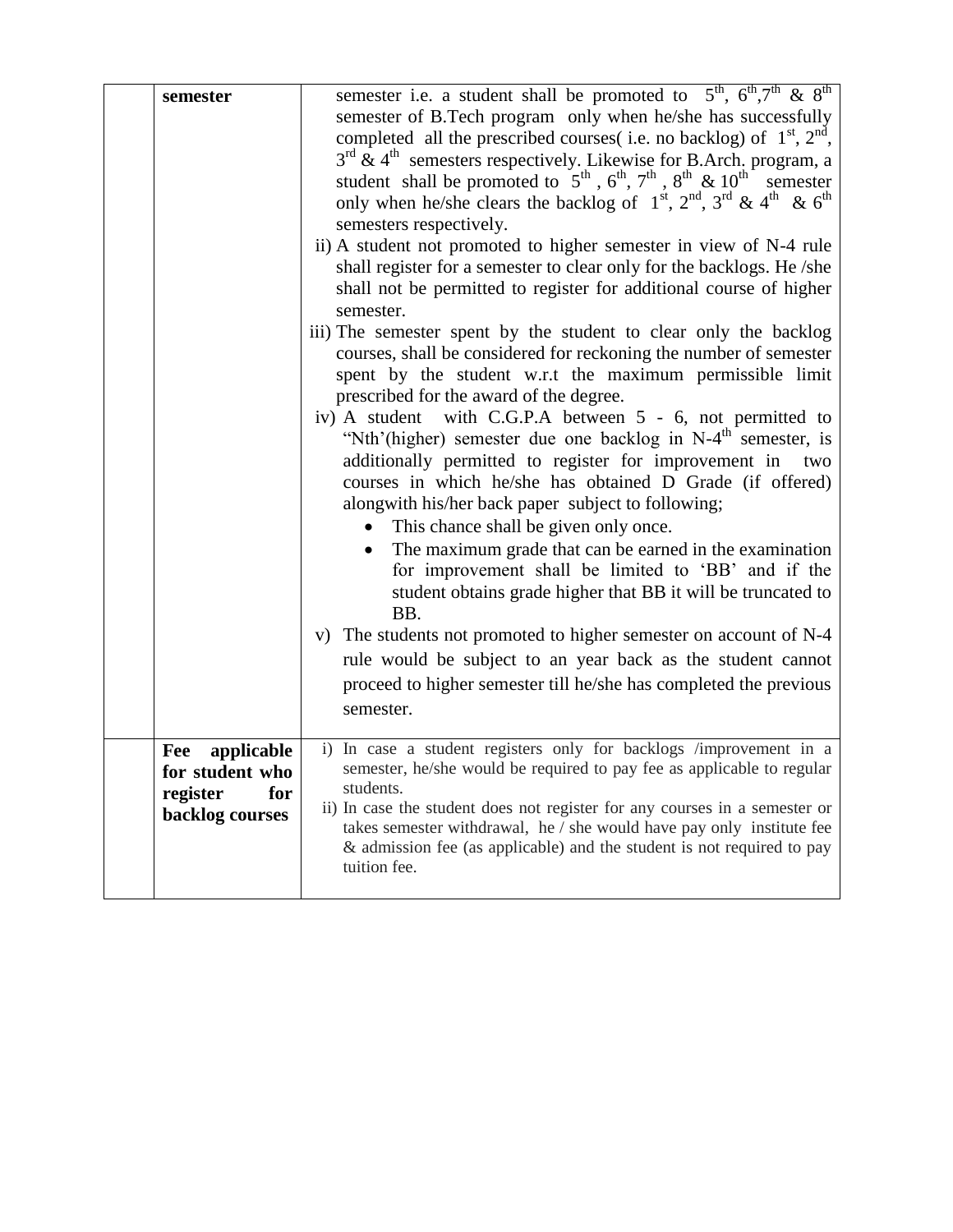| | | |
|---|---|---|
| | **semester** | semester i.e. a student shall be promoted to 5th, 6th, 7th & 8th semester of B.Tech program only when he/she has successfully completed all the prescribed courses( i.e. no backlog) of 1st, 2nd, 3rd & 4th semesters respectively. Likewise for B.Arch. program, a student shall be promoted to 5th, 6th, 7th, 8th & 10th semester only when he/she clears the backlog of 1st, 2nd, 3rd & 4th & 6th semesters respectively.<br>ii) A student not promoted to higher semester in view of N-4 rule shall register for a semester to clear only for the backlogs. He /she shall not be permitted to register for additional course of higher semester.<br>iii) The semester spent by the student to clear only the backlog courses, shall be considered for reckoning the number of semester spent by the student w.r.t the maximum permissible limit prescribed for the award of the degree.<br>iv) A student with C.G.P.A between 5 - 6, not permitted to "Nth'(higher) semester due one backlog in N-4th semester, is additionally permitted to register for improvement in two courses in which he/she has obtained D Grade (if offered) alongwith his/her back paper subject to following;<br>• This chance shall be given only once.<br>• The maximum grade that can be earned in the examination for improvement shall be limited to 'BB' and if the student obtains grade higher that BB it will be truncated to BB.<br>v) The students not promoted to higher semester on account of N-4 rule would be subject to an year back as the student cannot proceed to higher semester till he/she has completed the previous semester. |
| | **Fee applicable for student who register for backlog courses** | i) In case a student registers only for backlogs /improvement in a semester, he/she would be required to pay fee as applicable to regular students.<br>ii) In case the student does not register for any courses in a semester or takes semester withdrawal, he / she would have pay only institute fee & admission fee (as applicable) and the student is not required to pay tuition fee. |